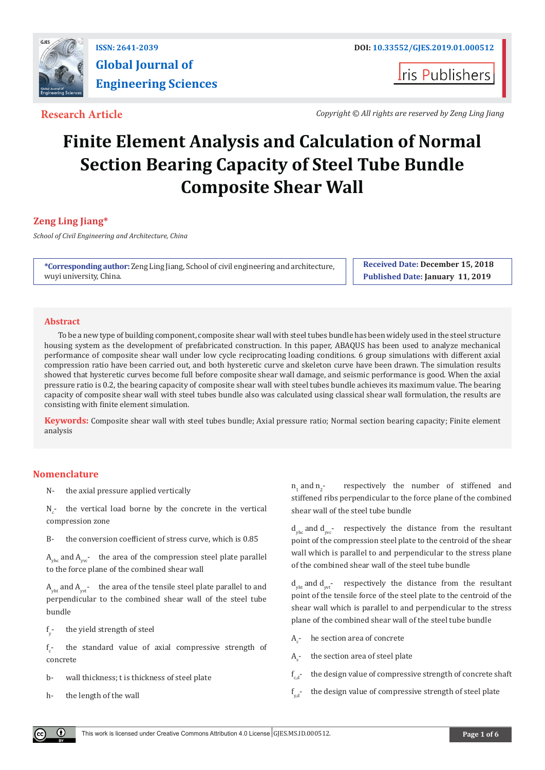ISSN: 2641-2039

**Global Journal of Engineering Sciences**

DOI: 10.33552/GJES.2019.01.000512

Iris Publishers

**Research Article**

*Copyright © All rights are reserved by Zeng Ling Jiang*

# Finite Element Analysis and Calculation of Normal Section Bearing Capacity of Steel Tube Bundle Composite Shear Wall

**Zeng Ling Jiang***

*School of Civil Engineering and Architecture, China*

**\*Corresponding author:** Zeng Ling Jiang, School of civil engineering and architecture, wuyi university, China.

**Received Date:** December 15, 2018

**Published Date:** January 11, 2019

## Abstract

To be a new type of building component, composite shear wall with steel tubes bundle has been widely used in the steel structure housing system as the development of prefabricated construction. In this paper, ABAQUS has been used to analyze mechanical performance of composite shear wall under low cycle reciprocating loading conditions. 6 group simulations with different axial compression ratio have been carried out, and both hysteretic curve and skeleton curve have been drawn. The simulation results showed that hysteretic curves become full before composite shear wall damage, and seismic performance is good. When the axial pressure ratio is 0.2, the bearing capacity of composite shear wall with steel tubes bundle achieves its maximum value. The bearing capacity of composite shear wall with steel tubes bundle also was calculated using classical shear wall formulation, the results are consisting with finite element simulation.

**Keywords:** Composite shear wall with steel tubes bundle; Axial pressure ratio; Normal section bearing capacity; Finite element analysis

## Nomenclature

$N$- the axial pressure applied vertically

$N_c$- the vertical load borne by the concrete in the vertical compression zone

B- the conversion coefficient of stress curve, which is 0.85

$A_{yhc}$ and $A_{yvc}$- the area of the compression steel plate parallel to the force plane of the combined shear wall

$A_{yht}$ and $A_{yvt}$- the area of the tensile steel plate parallel to and perpendicular to the combined shear wall of the steel tube bundle

$f_y$- the yield strength of steel

$f_c$- the standard value of axial compressive strength of concrete

b- wall thickness; t is thickness of steel plate

h- the length of the wall

$n_1$ and $n_2$- respectively the number of stiffened and stiffened ribs perpendicular to the force plane of the combined shear wall of the steel tube bundle

$d_{yhc}$ and $d_{yvc}$- respectively the distance from the resultant point of the compression steel plate to the centroid of the shear wall which is parallel to and perpendicular to the stress plane of the combined shear wall of the steel tube bundle

$d_{yht}$ and $d_{yvt}$- respectively the distance from the resultant point of the tensile force of the steel plate to the centroid of the shear wall which is parallel to and perpendicular to the stress plane of the combined shear wall of the steel tube bundle

$A_c$- he section area of concrete

$A_s$- the section area of steel plate

$f_{c,d}$- the design value of compressive strength of concrete shaft

$f_{y,d}$- the design value of compressive strength of steel plate

This work is licensed under Creative Commons Attribution 4.0 License GJES.MS.ID.000512.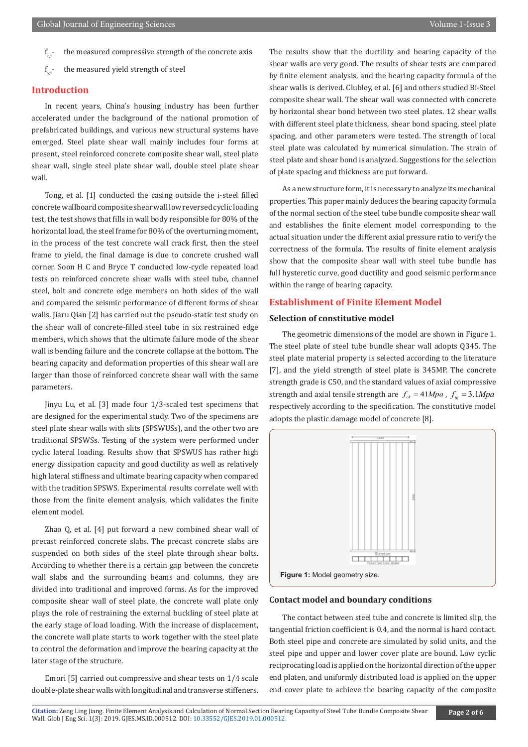$f_{c,t}$- the measured compressive strength of the concrete axis

$f_{y,t}$- the measured yield strength of steel

## Introduction

In recent years, China's housing industry has been further accelerated under the background of the national promotion of prefabricated buildings, and various new structural systems have emerged. Steel plate shear wall mainly includes four forms at present, steel reinforced concrete composite shear wall, steel plate shear wall, single steel plate shear wall, double steel plate shear wall.

Tong, et al. [1] conducted the casing outside the i-steel filled concrete wallboard composite shear wall low reversed cyclic loading test, the test shows that fills in wall body responsible for 80% of the horizontal load, the steel frame for 80% of the overturning moment, in the process of the test concrete wall crack first, then the steel frame to yield, the final damage is due to concrete crushed wall corner. Soon H C and Bryce T conducted low-cycle repeated load tests on reinforced concrete shear walls with steel tube, channel steel, bolt and concrete edge members on both sides of the wall and compared the seismic performance of different forms of shear walls. Jiaru Qian [2] has carried out the pseudo-static test study on the shear wall of concrete-filled steel tube in six restrained edge members, which shows that the ultimate failure mode of the shear wall is bending failure and the concrete collapse at the bottom. The bearing capacity and deformation properties of this shear wall are larger than those of reinforced concrete shear wall with the same parameters.

Jinyu Lu, et al. [3] made four 1/3-scaled test specimens that are designed for the experimental study. Two of the specimens are steel plate shear walls with slits (SPSWUSs), and the other two are traditional SPSWSs. Testing of the system were performed under cyclic lateral loading. Results show that SPSWUS has rather high energy dissipation capacity and good ductility as well as relatively high lateral stiffness and ultimate bearing capacity when compared with the tradition SPSWS. Experimental results correlate well with those from the finite element analysis, which validates the finite element model.

Zhao Q, et al. [4] put forward a new combined shear wall of precast reinforced concrete slabs. The precast concrete slabs are suspended on both sides of the steel plate through shear bolts. According to whether there is a certain gap between the concrete wall slabs and the surrounding beams and columns, they are divided into traditional and improved forms. As for the improved composite shear wall of steel plate, the concrete wall plate only plays the role of restraining the external buckling of steel plate at the early stage of load loading. With the increase of displacement, the concrete wall plate starts to work together with the steel plate to control the deformation and improve the bearing capacity at the later stage of the structure.

Emori [5] carried out compressive and shear tests on 1/4 scale double-plate shear walls with longitudinal and transverse stiffeners. The results show that the ductility and bearing capacity of the shear walls are very good. The results of shear tests are compared by finite element analysis, and the bearing capacity formula of the shear walls is derived. Clubley, et al. [6] and others studied Bi-Steel composite shear wall. The shear wall was connected with concrete by horizontal shear bond between two steel plates. 12 shear walls with different steel plate thickness, shear bond spacing, steel plate spacing, and other parameters were tested. The strength of local steel plate was calculated by numerical simulation. The strain of steel plate and shear bond is analyzed. Suggestions for the selection of plate spacing and thickness are put forward.

As a new structure form, it is necessary to analyze its mechanical properties. This paper mainly deduces the bearing capacity formula of the normal section of the steel tube bundle composite shear wall and establishes the finite element model corresponding to the actual situation under the different axial pressure ratio to verify the correctness of the formula. The results of finite element analysis show that the composite shear wall with steel tube bundle has full hysteretic curve, good ductility and good seismic performance within the range of bearing capacity.

## Establishment of Finite Element Model

### Selection of constitutive model

The geometric dimensions of the model are shown in Figure 1. The steel plate of steel tube bundle shear wall adopts Q345. The steel plate material property is selected according to the literature [7], and the yield strength of steel plate is 345MP. The concrete strength grade is C50, and the standard values of axial compressive strength and axial tensile strength are $f_{ck} = 41Mpa$, $f_{tk} = 3.1Mpa$ respectively according to the specification. The constitutive model adopts the plastic damage model of concrete [8].

**Figure 1:** Model geometry size.

### Contact model and boundary conditions

The contact between steel tube and concrete is limited slip, the tangential friction coefficient is 0.4, and the normal is hard contact. Both steel pipe and concrete are simulated by solid units, and the steel pipe and upper and lower cover plate are bound. Low cyclic reciprocating load is applied on the horizontal direction of the upper end platen, and uniformly distributed load is applied on the upper end cover plate to achieve the bearing capacity of the composite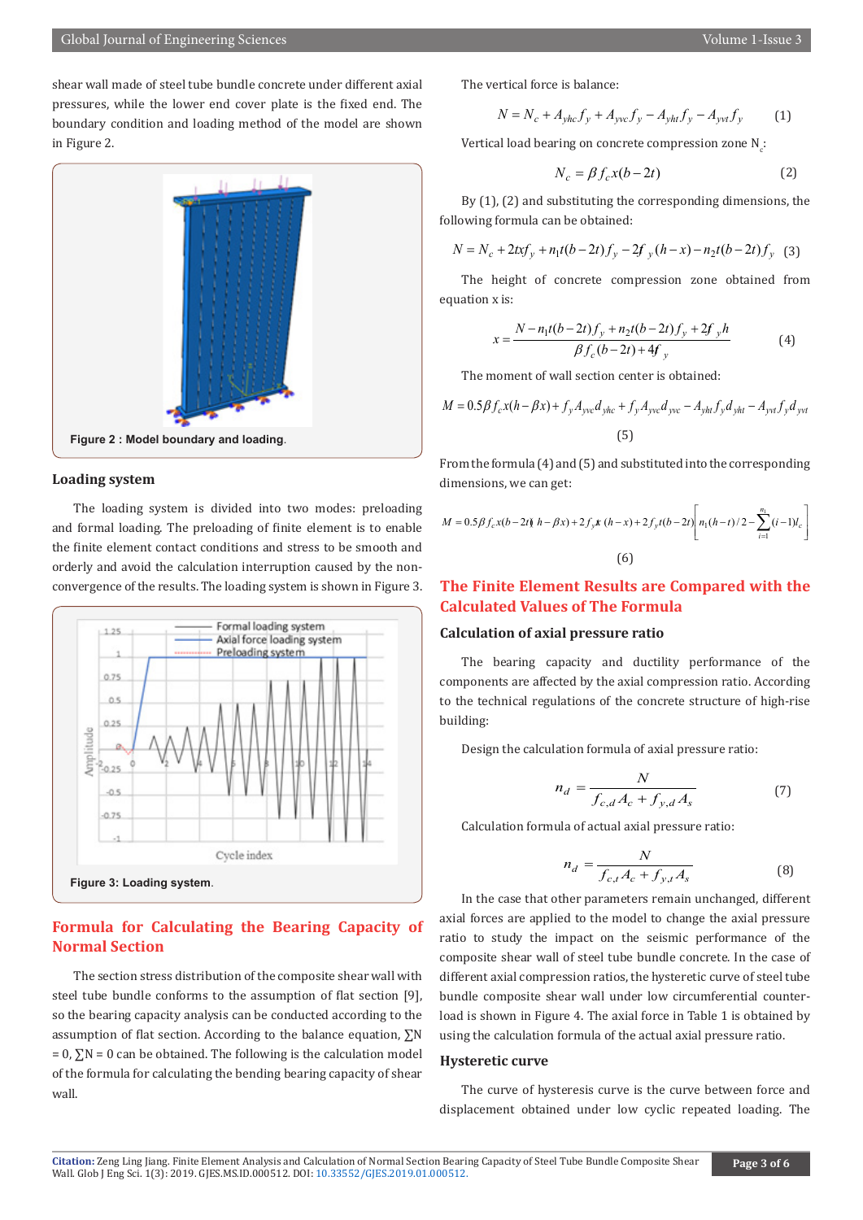shear wall made of steel tube bundle concrete under different axial pressures, while the lower end cover plate is the fixed end. The boundary condition and loading method of the model are shown in Figure 2.

**Figure 2 : Model boundary and loading.**

### Loading system

The loading system is divided into two modes: preloading and formal loading. The preloading of finite element is to enable the finite element contact conditions and stress to be smooth and orderly and avoid the calculation interruption caused by the non-convergence of the results. The loading system is shown in Figure 3.

**Figure 3: Loading system.**

## Formula for Calculating the Bearing Capacity of Normal Section

The section stress distribution of the composite shear wall with steel tube bundle conforms to the assumption of flat section [9], so the bearing capacity analysis can be conducted according to the assumption of flat section. According to the balance equation, $\sum N = 0$, $\sum N = 0$ can be obtained. The following is the calculation model of the formula for calculating the bending bearing capacity of shear wall.

The vertical force is balance:

$$N = N_c + A_{yhc} f_y + A_{yvc} f_y - A_{yht} f_y - A_{yvt} f_y \qquad (1)$$

Vertical load bearing on concrete compression zone $N_c$:

$$N_c = \beta f_c x(b - 2t) \qquad (2)$$

By (1), (2) and substituting the corresponding dimensions, the following formula can be obtained:

$$N = N_c + 2txf_y + n_1 t(b-2t) f_y - 2f_y (h-x) - n_2 t(b-2t) f_y \qquad (3)$$

The height of concrete compression zone obtained from equation x is:

$$x = \frac{N - n_1 t(b-2t) f_y + n_2 t(b-2t) f_y + 2f_y h}{\beta f_c (b-2t) + 4f_y} \qquad (4)$$

The moment of wall section center is obtained:

$$M = 0.5\beta f_c x(h - \beta x) + f_y A_{yvc} d_{yhc} + f_y A_{yvc} d_{yvc} - A_{yht} f_y d_{yht} - A_{yvt} f_y d_{yvt} \qquad (5)$$

From the formula (4) and (5) and substituted into the corresponding dimensions, we can get:

$$M = 0.5\beta f_c x(b-2t)(h - \beta x) + 2f_y tx(h-x) + 2f_y t(b-2t)\left[ n_1 (h-t)/2 - \sum_{i=1}^{n_1} (i-1) l_c \right] \qquad (6)$$

## The Finite Element Results are Compared with the Calculated Values of The Formula

### Calculation of axial pressure ratio

The bearing capacity and ductility performance of the components are affected by the axial compression ratio. According to the technical regulations of the concrete structure of high-rise building:

Design the calculation formula of axial pressure ratio:

$$n_d = \frac{N}{f_{c,d} A_c + f_{y,d} A_s} \qquad (7)$$

Calculation formula of actual axial pressure ratio:

$$n_d = \frac{N}{f_{c,t} A_c + f_{y,t} A_s} \qquad (8)$$

In the case that other parameters remain unchanged, different axial forces are applied to the model to change the axial pressure ratio to study the impact on the seismic performance of the composite shear wall of steel tube bundle concrete. In the case of different axial compression ratios, the hysteretic curve of steel tube bundle composite shear wall under low circumferential counter-load is shown in Figure 4. The axial force in Table 1 is obtained by using the calculation formula of the actual axial pressure ratio.

### Hysteretic curve

The curve of hysteresis curve is the curve between force and displacement obtained under low cyclic repeated loading. The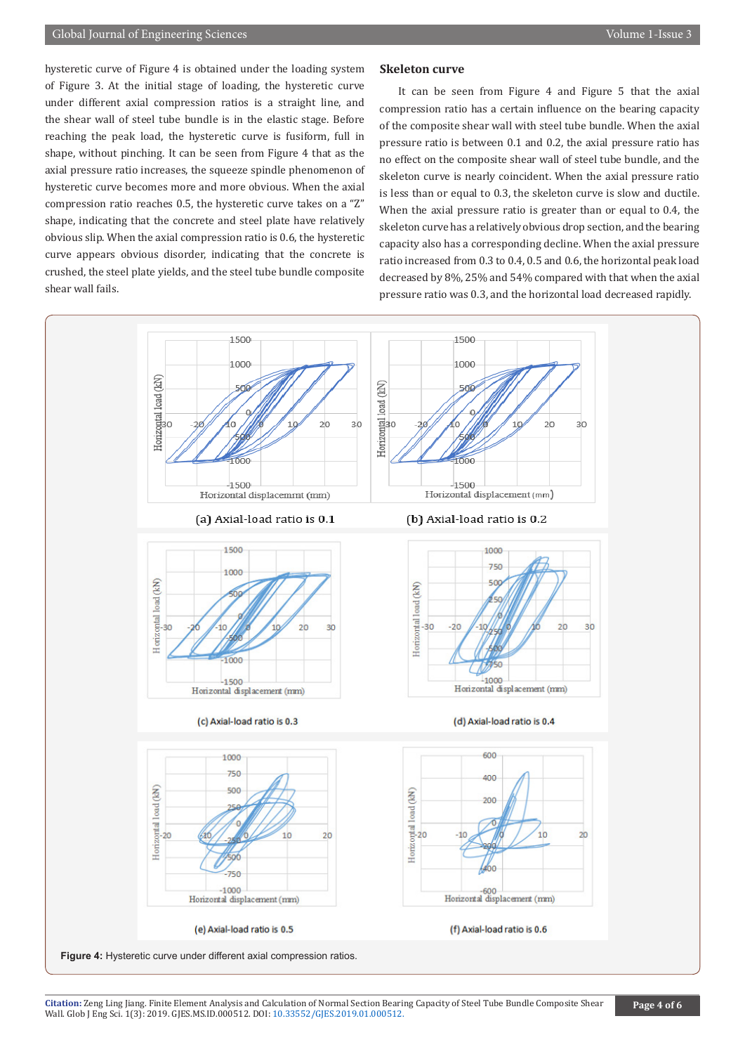hysteretic curve of Figure 4 is obtained under the loading system of Figure 3. At the initial stage of loading, the hysteretic curve under different axial compression ratios is a straight line, and the shear wall of steel tube bundle is in the elastic stage. Before reaching the peak load, the hysteretic curve is fusiform, full in shape, without pinching. It can be seen from Figure 4 that as the axial pressure ratio increases, the squeeze spindle phenomenon of hysteretic curve becomes more and more obvious. When the axial compression ratio reaches 0.5, the hysteretic curve takes on a "Z" shape, indicating that the concrete and steel plate have relatively obvious slip. When the axial compression ratio is 0.6, the hysteretic curve appears obvious disorder, indicating that the concrete is crushed, the steel plate yields, and the steel tube bundle composite shear wall fails.

## Skeleton curve

It can be seen from Figure 4 and Figure 5 that the axial compression ratio has a certain influence on the bearing capacity of the composite shear wall with steel tube bundle. When the axial pressure ratio is between 0.1 and 0.2, the axial pressure ratio has no effect on the composite shear wall of steel tube bundle, and the skeleton curve is nearly coincident. When the axial pressure ratio is less than or equal to 0.3, the skeleton curve is slow and ductile. When the axial pressure ratio is greater than or equal to 0.4, the skeleton curve has a relatively obvious drop section, and the bearing capacity also has a corresponding decline. When the axial pressure ratio increased from 0.3 to 0.4, 0.5 and 0.6, the horizontal peak load decreased by 8%, 25% and 54% compared with that when the axial pressure ratio was 0.3, and the horizontal load decreased rapidly.

(a) Axial-load ratio is 0.1

(b) Axial-load ratio is 0.2

(c) Axial-load ratio is 0.3

(d) Axial-load ratio is 0.4

(e) Axial-load ratio is 0.5

(f) Axial-load ratio is 0.6

**Figure 4:** Hysteretic curve under different axial compression ratios.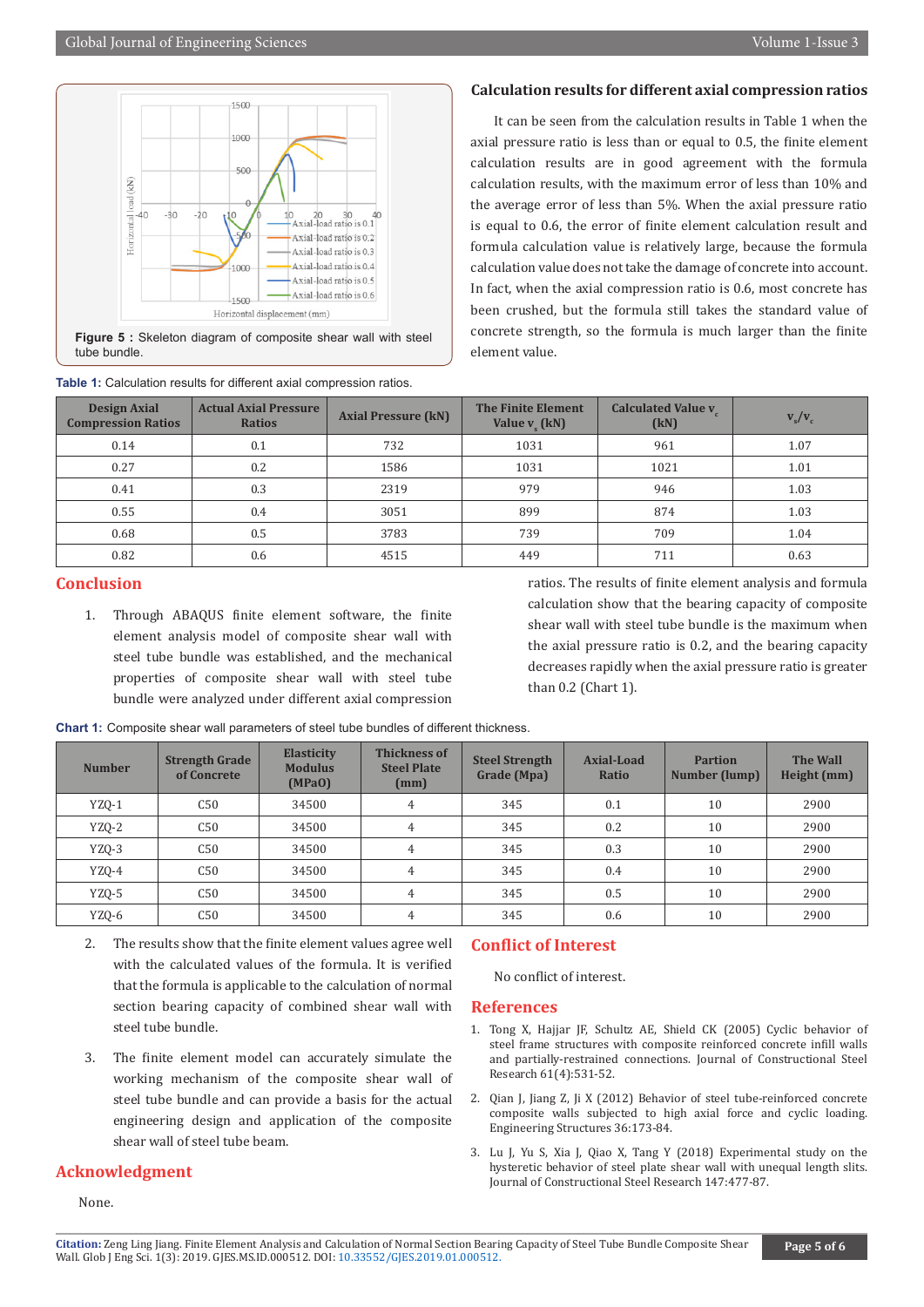Figure 5 : Skeleton diagram of composite shear wall with steel tube bundle.

Table 1: Calculation results for different axial compression ratios.

| Design Axial Compression Ratios | Actual Axial Pressure Ratios | Axial Pressure (kN) | The Finite Element Value $v_s$ (kN) | Calculated Value $v_c$ (kN) | $v_s/v_c$ |
|---|---|---|---|---|---|
| 0.14 | 0.1 | 732 | 1031 | 961 | 1.07 |
| 0.27 | 0.2 | 1586 | 1031 | 1021 | 1.01 |
| 0.41 | 0.3 | 2319 | 979 | 946 | 1.03 |
| 0.55 | 0.4 | 3051 | 899 | 874 | 1.03 |
| 0.68 | 0.5 | 3783 | 739 | 709 | 1.04 |
| 0.82 | 0.6 | 4515 | 449 | 711 | 0.63 |

### Calculation results for different axial compression ratios

It can be seen from the calculation results in Table 1 when the axial pressure ratio is less than or equal to 0.5, the finite element calculation results are in good agreement with the formula calculation results, with the maximum error of less than 10% and the average error of less than 5%. When the axial pressure ratio is equal to 0.6, the error of finite element calculation result and formula calculation value is relatively large, because the formula calculation value does not take the damage of concrete into account. In fact, when the axial compression ratio is 0.6, most concrete has been crushed, but the formula still takes the standard value of concrete strength, so the formula is much larger than the finite element value.

## Conclusion

1. Through ABAQUS finite element software, the finite element analysis model of composite shear wall with steel tube bundle was established, and the mechanical properties of composite shear wall with steel tube bundle were analyzed under different axial compression ratios. The results of finite element analysis and formula calculation show that the bearing capacity of composite shear wall with steel tube bundle is the maximum when the axial pressure ratio is 0.2, and the bearing capacity decreases rapidly when the axial pressure ratio is greater than 0.2 (Chart 1).

Chart 1: Composite shear wall parameters of steel tube bundles of different thickness.

| Number | Strength Grade of Concrete | Elasticity Modulus (MPaO) | Thickness of Steel Plate (mm) | Steel Strength Grade (Mpa) | Axial-Load Ratio | Partion Number (lump) | The Wall Height (mm) |
|---|---|---|---|---|---|---|---|
| YZQ-1 | C50 | 34500 | 4 | 345 | 0.1 | 10 | 2900 |
| YZQ-2 | C50 | 34500 | 4 | 345 | 0.2 | 10 | 2900 |
| YZQ-3 | C50 | 34500 | 4 | 345 | 0.3 | 10 | 2900 |
| YZQ-4 | C50 | 34500 | 4 | 345 | 0.4 | 10 | 2900 |
| YZQ-5 | C50 | 34500 | 4 | 345 | 0.5 | 10 | 2900 |
| YZQ-6 | C50 | 34500 | 4 | 345 | 0.6 | 10 | 2900 |

2. The results show that the finite element values agree well with the calculated values of the formula. It is verified that the formula is applicable to the calculation of normal section bearing capacity of combined shear wall with steel tube bundle.

3. The finite element model can accurately simulate the working mechanism of the composite shear wall of steel tube bundle and can provide a basis for the actual engineering design and application of the composite shear wall of steel tube beam.

## Acknowledgment

None.

## Conflict of Interest

No conflict of interest.

## References

1. Tong X, Hajjar JF, Schultz AE, Shield CK (2005) Cyclic behavior of steel frame structures with composite reinforced concrete infill walls and partially-restrained connections. Journal of Constructional Steel Research 61(4):531-52.
2. Qian J, Jiang Z, Ji X (2012) Behavior of steel tube-reinforced concrete composite walls subjected to high axial force and cyclic loading. Engineering Structures 36:173-84.
3. Lu J, Yu S, Xia J, Qiao X, Tang Y (2018) Experimental study on the hysteretic behavior of steel plate shear wall with unequal length slits. Journal of Constructional Steel Research 147:477-87.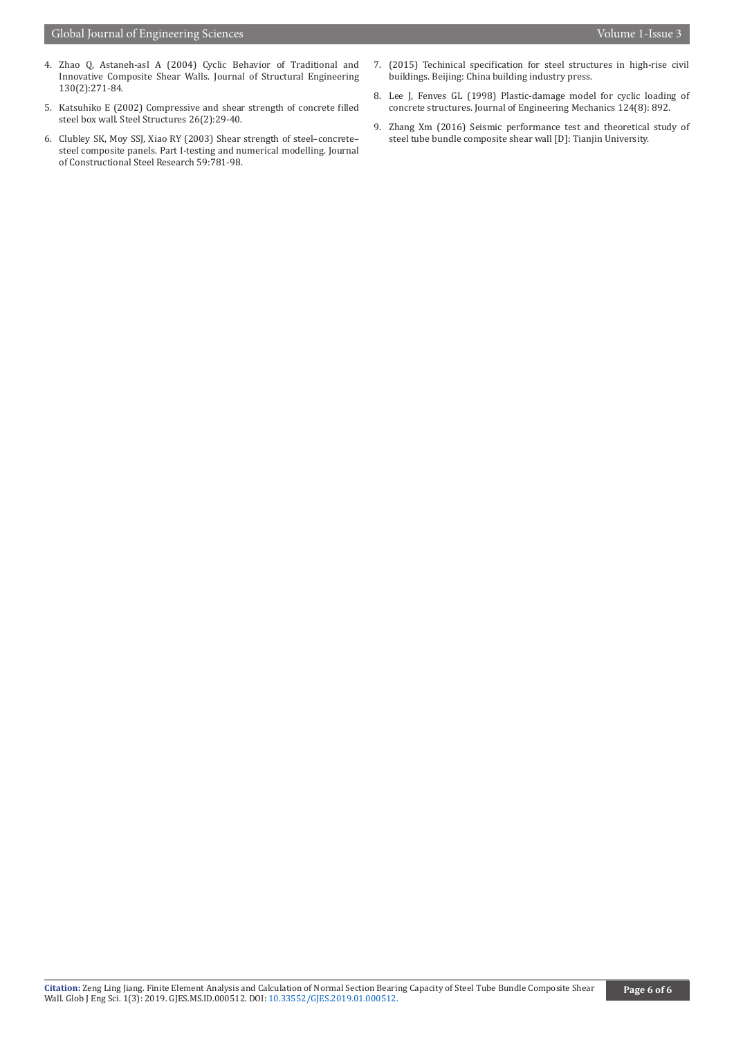4. Zhao Q, Astaneh-asl A (2004) Cyclic Behavior of Traditional and Innovative Composite Shear Walls. Journal of Structural Engineering 130(2):271-84.

5. Katsuhiko E (2002) Compressive and shear strength of concrete filled steel box wall. Steel Structures 26(2):29-40.

6. Clubley SK, Moy SSJ, Xiao RY (2003) Shear strength of steel–concrete–steel composite panels. Part I-testing and numerical modelling. Journal of Constructional Steel Research 59:781-98.

7. (2015) Techinical specification for steel structures in high-rise civil buildings. Beijing: China building industry press.

8. Lee J, Fenves GL (1998) Plastic-damage model for cyclic loading of concrete structures. Journal of Engineering Mechanics 124(8): 892.

9. Zhang Xm (2016) Seismic performance test and theoretical study of steel tube bundle composite shear wall [D]: Tianjin University.